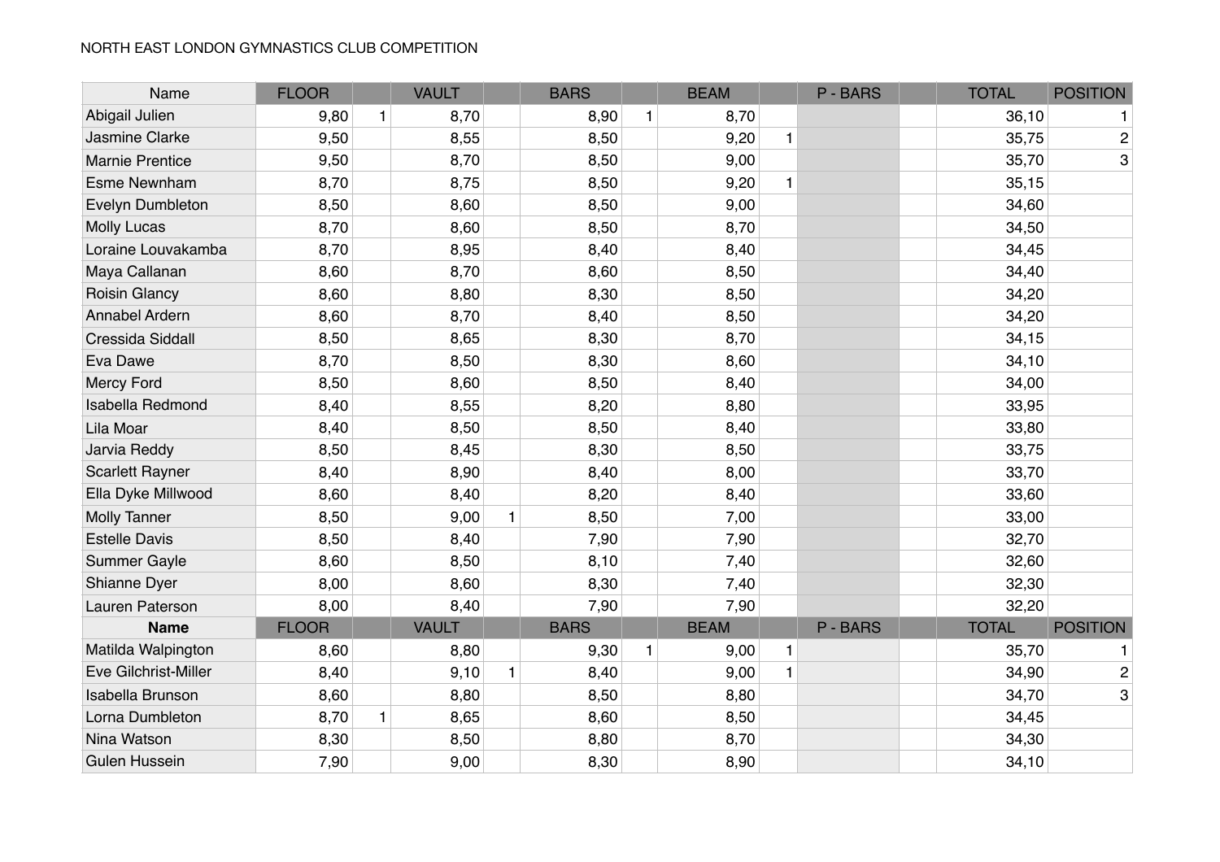NORTH EAST LONDON GYMNASTICS CLUB COMPETITION

| Name | FLOOR | | VAULT | | BARS | | BEAM | | P - BARS | | TOTAL | POSITION |
|---|---|---|---|---|---|---|---|---|---|---|---|---|
| Abigail Julien | 9,80 | 1 | 8,70 | | 8,90 | 1 | 8,70 | | | | 36,10 | 1 |
| Jasmine Clarke | 9,50 | | 8,55 | | 8,50 | | 9,20 | 1 | | | 35,75 | 2 |
| Marnie Prentice | 9,50 | | 8,70 | | 8,50 | | 9,00 | | | | 35,70 | 3 |
| Esme Newnham | 8,70 | | 8,75 | | 8,50 | | 9,20 | 1 | | | 35,15 | |
| Evelyn Dumbleton | 8,50 | | 8,60 | | 8,50 | | 9,00 | | | | 34,60 | |
| Molly Lucas | 8,70 | | 8,60 | | 8,50 | | 8,70 | | | | 34,50 | |
| Loraine Louvakamba | 8,70 | | 8,95 | | 8,40 | | 8,40 | | | | 34,45 | |
| Maya Callanan | 8,60 | | 8,70 | | 8,60 | | 8,50 | | | | 34,40 | |
| Roisin Glancy | 8,60 | | 8,80 | | 8,30 | | 8,50 | | | | 34,20 | |
| Annabel Ardern | 8,60 | | 8,70 | | 8,40 | | 8,50 | | | | 34,20 | |
| Cressida Siddall | 8,50 | | 8,65 | | 8,30 | | 8,70 | | | | 34,15 | |
| Eva Dawe | 8,70 | | 8,50 | | 8,30 | | 8,60 | | | | 34,10 | |
| Mercy Ford | 8,50 | | 8,60 | | 8,50 | | 8,40 | | | | 34,00 | |
| Isabella Redmond | 8,40 | | 8,55 | | 8,20 | | 8,80 | | | | 33,95 | |
| Lila Moar | 8,40 | | 8,50 | | 8,50 | | 8,40 | | | | 33,80 | |
| Jarvia Reddy | 8,50 | | 8,45 | | 8,30 | | 8,50 | | | | 33,75 | |
| Scarlett Rayner | 8,40 | | 8,90 | | 8,40 | | 8,00 | | | | 33,70 | |
| Ella Dyke Millwood | 8,60 | | 8,40 | | 8,20 | | 8,40 | | | | 33,60 | |
| Molly Tanner | 8,50 | | 9,00 | 1 | 8,50 | | 7,00 | | | | 33,00 | |
| Estelle Davis | 8,50 | | 8,40 | | 7,90 | | 7,90 | | | | 32,70 | |
| Summer Gayle | 8,60 | | 8,50 | | 8,10 | | 7,40 | | | | 32,60 | |
| Shianne Dyer | 8,00 | | 8,60 | | 8,30 | | 7,40 | | | | 32,30 | |
| Lauren Paterson | 8,00 | | 8,40 | | 7,90 | | 7,90 | | | | 32,20 | |
| **Name** | FLOOR | | VAULT | | BARS | | BEAM | | P - BARS | | TOTAL | POSITION |
| Matilda Walpington | 8,60 | | 8,80 | | 9,30 | 1 | 9,00 | 1 | | | 35,70 | 1 |
| Eve Gilchrist-Miller | 8,40 | | 9,10 | 1 | 8,40 | | 9,00 | 1 | | | 34,90 | 2 |
| Isabella Brunson | 8,60 | | 8,80 | | 8,50 | | 8,80 | | | | 34,70 | 3 |
| Lorna Dumbleton | 8,70 | 1 | 8,65 | | 8,60 | | 8,50 | | | | 34,45 | |
| Nina Watson | 8,30 | | 8,50 | | 8,80 | | 8,70 | | | | 34,30 | |
| Gulen Hussein | 7,90 | | 9,00 | | 8,30 | | 8,90 | | | | 34,10 | |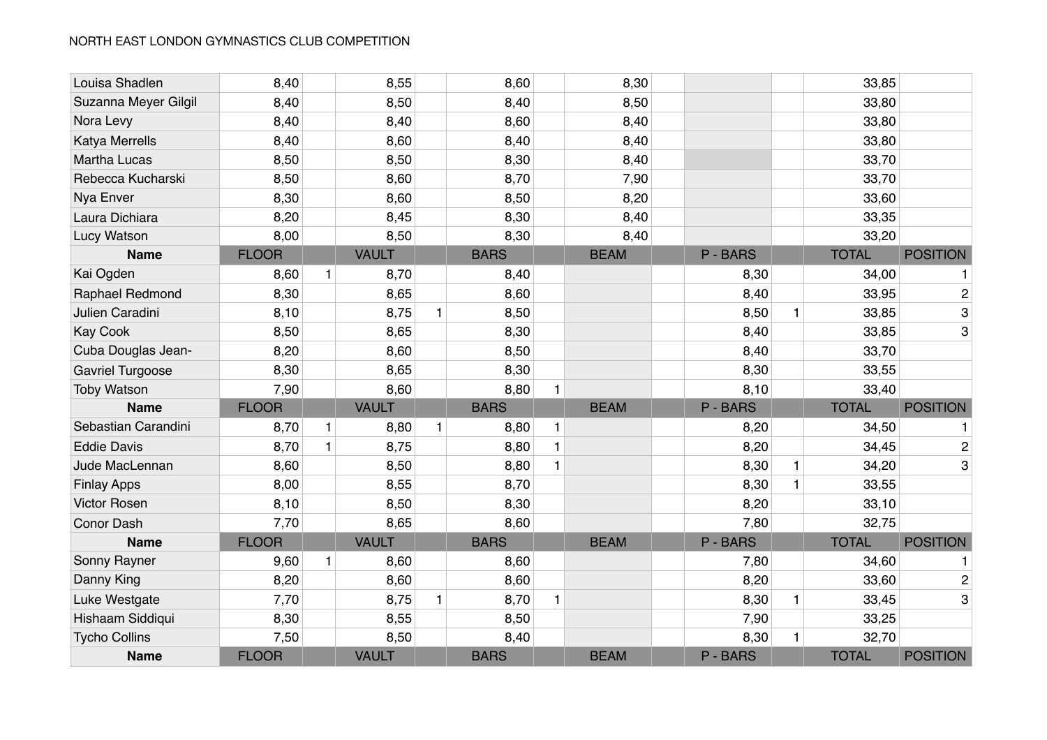NORTH EAST LONDON GYMNASTICS CLUB COMPETITION

| Louisa Shadlen | 8,40 | | 8,55 | | 8,60 | | 8,30 | | | | 33,85 | |
|---|---|---|---|---|---|---|---|---|---|---|---|---|
| Suzanna Meyer Gilgil | 8,40 | | 8,50 | | 8,40 | | 8,50 | | | | 33,80 | |
| Nora Levy | 8,40 | | 8,40 | | 8,60 | | 8,40 | | | | 33,80 | |
| Katya Merrells | 8,40 | | 8,60 | | 8,40 | | 8,40 | | | | 33,80 | |
| Martha Lucas | 8,50 | | 8,50 | | 8,30 | | 8,40 | | | | 33,70 | |
| Rebecca Kucharski | 8,50 | | 8,60 | | 8,70 | | 7,90 | | | | 33,70 | |
| Nya Enver | 8,30 | | 8,60 | | 8,50 | | 8,20 | | | | 33,60 | |
| Laura Dichiara | 8,20 | | 8,45 | | 8,30 | | 8,40 | | | | 33,35 | |
| Lucy Watson | 8,00 | | 8,50 | | 8,30 | | 8,40 | | | | 33,20 | |
| **Name** | FLOOR | | VAULT | | BARS | | BEAM | | P - BARS | | TOTAL | POSITION |
| Kai Ogden | 8,60 | 1 | 8,70 | | 8,40 | | | | 8,30 | | 34,00 | 1 |
| Raphael Redmond | 8,30 | | 8,65 | | 8,60 | | | | 8,40 | | 33,95 | 2 |
| Julien Caradini | 8,10 | | 8,75 | 1 | 8,50 | | | | 8,50 | 1 | 33,85 | 3 |
| Kay Cook | 8,50 | | 8,65 | | 8,30 | | | | 8,40 | | 33,85 | 3 |
| Cuba Douglas Jean- | 8,20 | | 8,60 | | 8,50 | | | | 8,40 | | 33,70 | |
| Gavriel Turgoose | 8,30 | | 8,65 | | 8,30 | | | | 8,30 | | 33,55 | |
| Toby Watson | 7,90 | | 8,60 | | 8,80 | 1 | | | 8,10 | | 33,40 | |
| **Name** | FLOOR | | VAULT | | BARS | | BEAM | | P - BARS | | TOTAL | POSITION |
| Sebastian Carandini | 8,70 | 1 | 8,80 | 1 | 8,80 | 1 | | | 8,20 | | 34,50 | 1 |
| Eddie Davis | 8,70 | 1 | 8,75 | | 8,80 | 1 | | | 8,20 | | 34,45 | 2 |
| Jude MacLennan | 8,60 | | 8,50 | | 8,80 | 1 | | | 8,30 | 1 | 34,20 | 3 |
| Finlay Apps | 8,00 | | 8,55 | | 8,70 | | | | 8,30 | 1 | 33,55 | |
| Victor Rosen | 8,10 | | 8,50 | | 8,30 | | | | 8,20 | | 33,10 | |
| Conor Dash | 7,70 | | 8,65 | | 8,60 | | | | 7,80 | | 32,75 | |
| **Name** | FLOOR | | VAULT | | BARS | | BEAM | | P - BARS | | TOTAL | POSITION |
| Sonny Rayner | 9,60 | 1 | 8,60 | | 8,60 | | | | 7,80 | | 34,60 | 1 |
| Danny King | 8,20 | | 8,60 | | 8,60 | | | | 8,20 | | 33,60 | 2 |
| Luke Westgate | 7,70 | | 8,75 | 1 | 8,70 | 1 | | | 8,30 | 1 | 33,45 | 3 |
| Hishaam Siddiqui | 8,30 | | 8,55 | | 8,50 | | | | 7,90 | | 33,25 | |
| Tycho Collins | 7,50 | | 8,50 | | 8,40 | | | | 8,30 | 1 | 32,70 | |
| **Name** | FLOOR | | VAULT | | BARS | | BEAM | | P - BARS | | TOTAL | POSITION |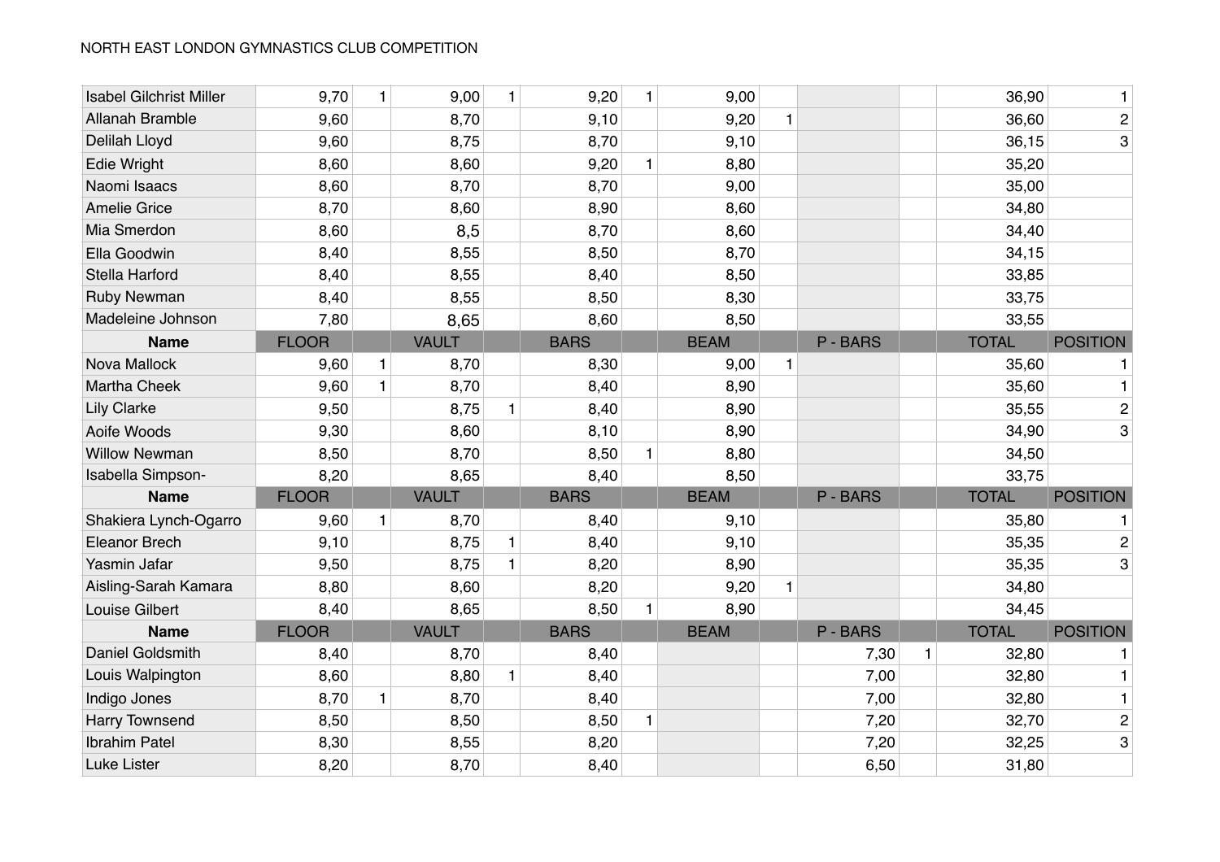NORTH EAST LONDON GYMNASTICS CLUB COMPETITION

| | | | | | | | | | | | | |
|---|---|---|---|---|---|---|---|---|---|---|---|---|
| Isabel Gilchrist Miller | 9,70 | 1 | 9,00 | 1 | 9,20 | 1 | 9,00 | | | | 36,90 | 1 |
| Allanah Bramble | 9,60 | | 8,70 | | 9,10 | | 9,20 | 1 | | | 36,60 | 2 |
| Delilah Lloyd | 9,60 | | 8,75 | | 8,70 | | 9,10 | | | | 36,15 | 3 |
| Edie Wright | 8,60 | | 8,60 | | 9,20 | 1 | 8,80 | | | | 35,20 | |
| Naomi Isaacs | 8,60 | | 8,70 | | 8,70 | | 9,00 | | | | 35,00 | |
| Amelie Grice | 8,70 | | 8,60 | | 8,90 | | 8,60 | | | | 34,80 | |
| Mia Smerdon | 8,60 | | 8,5 | | 8,70 | | 8,60 | | | | 34,40 | |
| Ella Goodwin | 8,40 | | 8,55 | | 8,50 | | 8,70 | | | | 34,15 | |
| Stella Harford | 8,40 | | 8,55 | | 8,40 | | 8,50 | | | | 33,85 | |
| Ruby Newman | 8,40 | | 8,55 | | 8,50 | | 8,30 | | | | 33,75 | |
| Madeleine Johnson | 7,80 | | 8,65 | | 8,60 | | 8,50 | | | | 33,55 | |
| **Name** | FLOOR | | VAULT | | BARS | | BEAM | | P - BARS | | TOTAL | POSITION |
| Nova Mallock | 9,60 | 1 | 8,70 | | 8,30 | | 9,00 | 1 | | | 35,60 | 1 |
| Martha Cheek | 9,60 | 1 | 8,70 | | 8,40 | | 8,90 | | | | 35,60 | 1 |
| Lily Clarke | 9,50 | | 8,75 | 1 | 8,40 | | 8,90 | | | | 35,55 | 2 |
| Aoife Woods | 9,30 | | 8,60 | | 8,10 | | 8,90 | | | | 34,90 | 3 |
| Willow Newman | 8,50 | | 8,70 | | 8,50 | 1 | 8,80 | | | | 34,50 | |
| Isabella Simpson- | 8,20 | | 8,65 | | 8,40 | | 8,50 | | | | 33,75 | |
| **Name** | FLOOR | | VAULT | | BARS | | BEAM | | P - BARS | | TOTAL | POSITION |
| Shakiera Lynch-Ogarro | 9,60 | 1 | 8,70 | | 8,40 | | 9,10 | | | | 35,80 | 1 |
| Eleanor Brech | 9,10 | | 8,75 | 1 | 8,40 | | 9,10 | | | | 35,35 | 2 |
| Yasmin Jafar | 9,50 | | 8,75 | 1 | 8,20 | | 8,90 | | | | 35,35 | 3 |
| Aisling-Sarah Kamara | 8,80 | | 8,60 | | 8,20 | | 9,20 | 1 | | | 34,80 | |
| Louise Gilbert | 8,40 | | 8,65 | | 8,50 | 1 | 8,90 | | | | 34,45 | |
| **Name** | FLOOR | | VAULT | | BARS | | BEAM | | P - BARS | | TOTAL | POSITION |
| Daniel Goldsmith | 8,40 | | 8,70 | | 8,40 | | | | 7,30 | 1 | 32,80 | 1 |
| Louis Walpington | 8,60 | | 8,80 | 1 | 8,40 | | | | 7,00 | | 32,80 | 1 |
| Indigo Jones | 8,70 | 1 | 8,70 | | 8,40 | | | | 7,00 | | 32,80 | 1 |
| Harry Townsend | 8,50 | | 8,50 | | 8,50 | 1 | | | 7,20 | | 32,70 | 2 |
| Ibrahim Patel | 8,30 | | 8,55 | | 8,20 | | | | 7,20 | | 32,25 | 3 |
| Luke Lister | 8,20 | | 8,70 | | 8,40 | | | | 6,50 | | 31,80 | |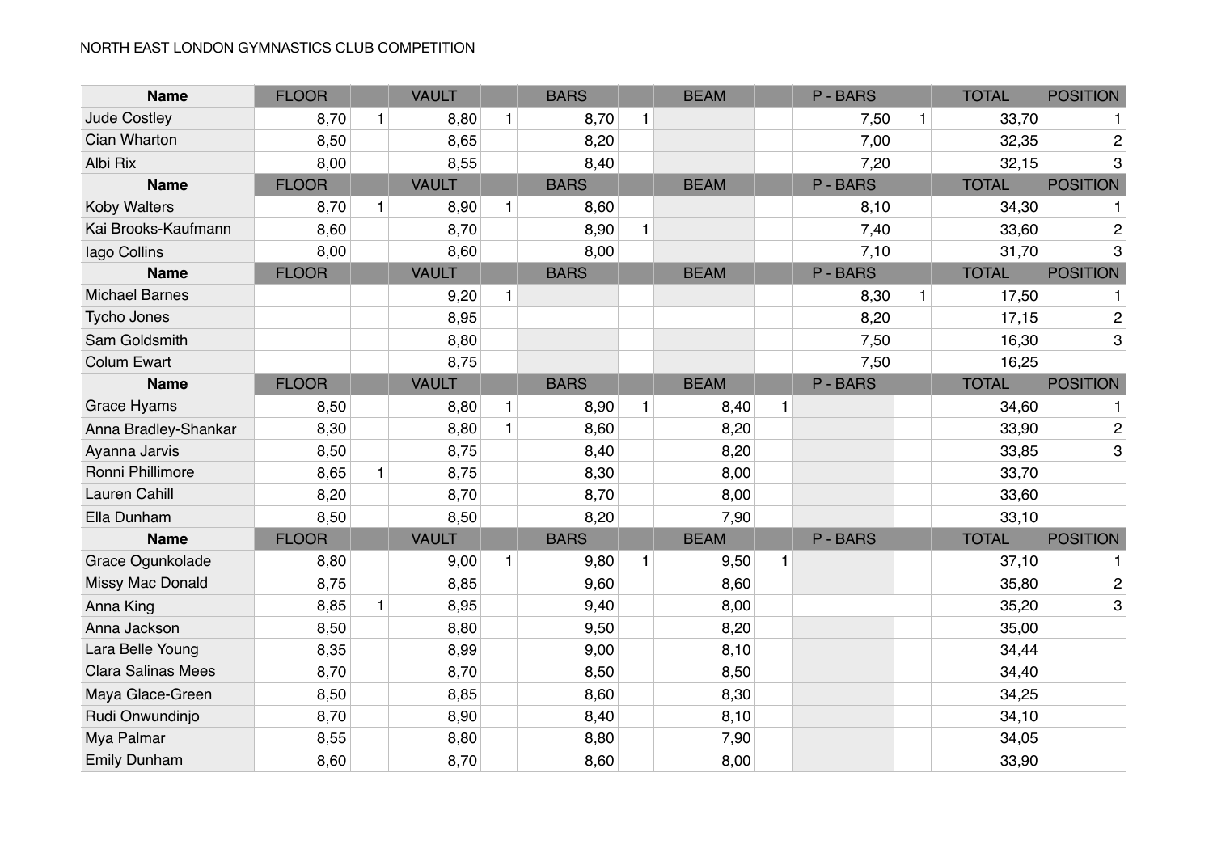NORTH EAST LONDON GYMNASTICS CLUB COMPETITION

| Name | FLOOR | | VAULT | | BARS | | BEAM | | P - BARS | | TOTAL | POSITION |
|---|---|---|---|---|---|---|---|---|---|---|---|---|
| Jude Costley | 8,70 | 1 | 8,80 | 1 | 8,70 | 1 | | | 7,50 | 1 | 33,70 | 1 |
| Cian Wharton | 8,50 | | 8,65 | | 8,20 | | | | 7,00 | | 32,35 | 2 |
| Albi Rix | 8,00 | | 8,55 | | 8,40 | | | | 7,20 | | 32,15 | 3 |
| **Name** | FLOOR | | VAULT | | BARS | | BEAM | | P - BARS | | TOTAL | POSITION |
| Koby Walters | 8,70 | 1 | 8,90 | 1 | 8,60 | | | | 8,10 | | 34,30 | 1 |
| Kai Brooks-Kaufmann | 8,60 | | 8,70 | | 8,90 | 1 | | | 7,40 | | 33,60 | 2 |
| Iago Collins | 8,00 | | 8,60 | | 8,00 | | | | 7,10 | | 31,70 | 3 |
| **Name** | FLOOR | | VAULT | | BARS | | BEAM | | P - BARS | | TOTAL | POSITION |
| Michael Barnes | | | 9,20 | 1 | | | | | 8,30 | 1 | 17,50 | 1 |
| Tycho Jones | | | 8,95 | | | | | | 8,20 | | 17,15 | 2 |
| Sam Goldsmith | | | 8,80 | | | | | | 7,50 | | 16,30 | 3 |
| Colum Ewart | | | 8,75 | | | | | | 7,50 | | 16,25 | |
| **Name** | FLOOR | | VAULT | | BARS | | BEAM | | P - BARS | | TOTAL | POSITION |
| Grace Hyams | 8,50 | | 8,80 | 1 | 8,90 | 1 | 8,40 | 1 | | | 34,60 | 1 |
| Anna Bradley-Shankar | 8,30 | | 8,80 | 1 | 8,60 | | 8,20 | | | | 33,90 | 2 |
| Ayanna Jarvis | 8,50 | | 8,75 | | 8,40 | | 8,20 | | | | 33,85 | 3 |
| Ronni Phillimore | 8,65 | 1 | 8,75 | | 8,30 | | 8,00 | | | | 33,70 | |
| Lauren Cahill | 8,20 | | 8,70 | | 8,70 | | 8,00 | | | | 33,60 | |
| Ella Dunham | 8,50 | | 8,50 | | 8,20 | | 7,90 | | | | 33,10 | |
| **Name** | FLOOR | | VAULT | | BARS | | BEAM | | P - BARS | | TOTAL | POSITION |
| Grace Ogunkolade | 8,80 | | 9,00 | 1 | 9,80 | 1 | 9,50 | 1 | | | 37,10 | 1 |
| Missy Mac Donald | 8,75 | | 8,85 | | 9,60 | | 8,60 | | | | 35,80 | 2 |
| Anna King | 8,85 | 1 | 8,95 | | 9,40 | | 8,00 | | | | 35,20 | 3 |
| Anna Jackson | 8,50 | | 8,80 | | 9,50 | | 8,20 | | | | 35,00 | |
| Lara Belle Young | 8,35 | | 8,99 | | 9,00 | | 8,10 | | | | 34,44 | |
| Clara Salinas Mees | 8,70 | | 8,70 | | 8,50 | | 8,50 | | | | 34,40 | |
| Maya Glace-Green | 8,50 | | 8,85 | | 8,60 | | 8,30 | | | | 34,25 | |
| Rudi Onwundinjo | 8,70 | | 8,90 | | 8,40 | | 8,10 | | | | 34,10 | |
| Mya Palmar | 8,55 | | 8,80 | | 8,80 | | 7,90 | | | | 34,05 | |
| Emily Dunham | 8,60 | | 8,70 | | 8,60 | | 8,00 | | | | 33,90 | |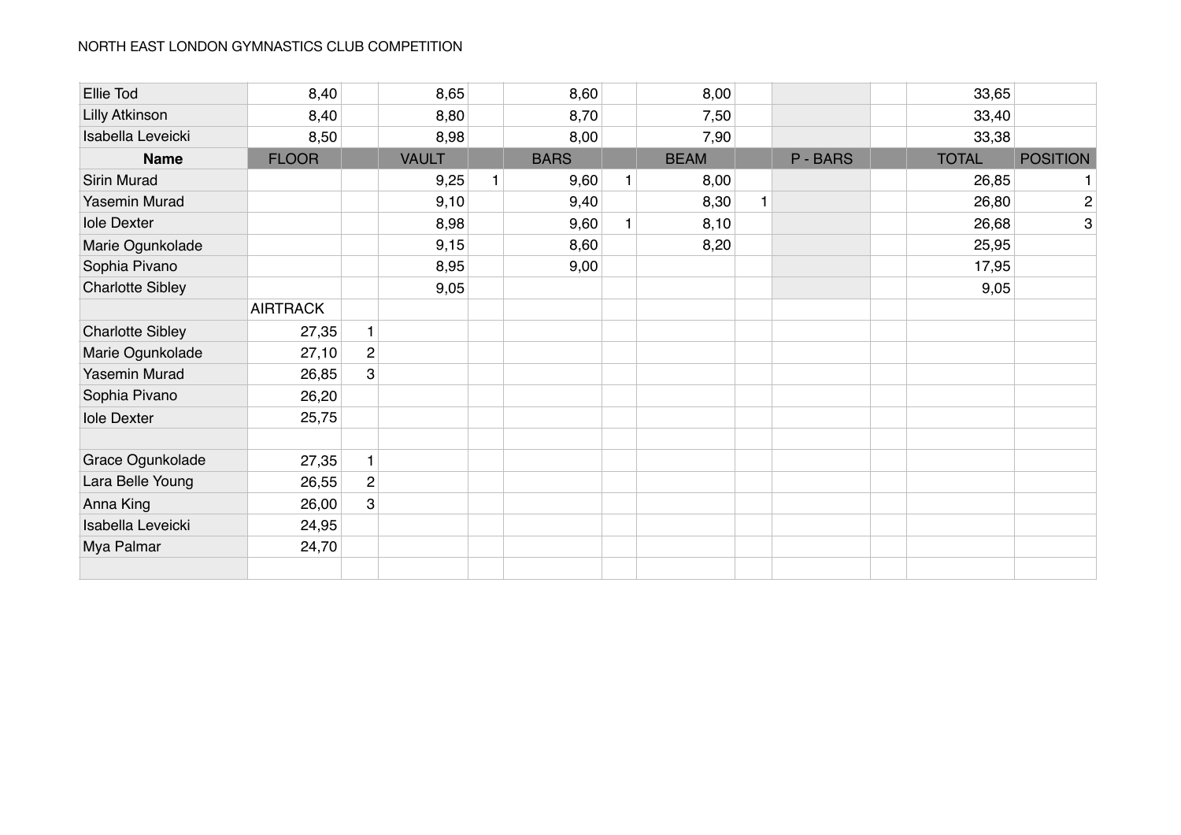NORTH EAST LONDON GYMNASTICS CLUB COMPETITION

| | | | | | | | | | | | | |
|---|---|---|---|---|---|---|---|---|---|---|---|---|
| Ellie Tod | 8,40 | | 8,65 | | 8,60 | | 8,00 | | | | 33,65 | |
| Lilly Atkinson | 8,40 | | 8,80 | | 8,70 | | 7,50 | | | | 33,40 | |
| Isabella Leveicki | 8,50 | | 8,98 | | 8,00 | | 7,90 | | | | 33,38 | |
| **Name** | FLOOR | | VAULT | | BARS | | BEAM | | P - BARS | | TOTAL | POSITION |
| Sirin Murad | | | 9,25 | 1 | 9,60 | 1 | 8,00 | | | | 26,85 | 1 |
| Yasemin Murad | | | 9,10 | | 9,40 | | 8,30 | 1 | | | 26,80 | 2 |
| Iole Dexter | | | 8,98 | | 9,60 | 1 | 8,10 | | | | 26,68 | 3 |
| Marie Ogunkolade | | | 9,15 | | 8,60 | | 8,20 | | | | 25,95 | |
| Sophia Pivano | | | 8,95 | | 9,00 | | | | | | 17,95 | |
| Charlotte Sibley | | | 9,05 | | | | | | | | 9,05 | |
| | AIRTRACK | | | | | | | | | | | |
| Charlotte Sibley | 27,35 | 1 | | | | | | | | | | |
| Marie Ogunkolade | 27,10 | 2 | | | | | | | | | | |
| Yasemin Murad | 26,85 | 3 | | | | | | | | | | |
| Sophia Pivano | 26,20 | | | | | | | | | | | |
| Iole Dexter | 25,75 | | | | | | | | | | | |
| | | | | | | | | | | | | |
| Grace Ogunkolade | 27,35 | 1 | | | | | | | | | | |
| Lara Belle Young | 26,55 | 2 | | | | | | | | | | |
| Anna King | 26,00 | 3 | | | | | | | | | | |
| Isabella Leveicki | 24,95 | | | | | | | | | | | |
| Mya Palmar | 24,70 | | | | | | | | | | | |